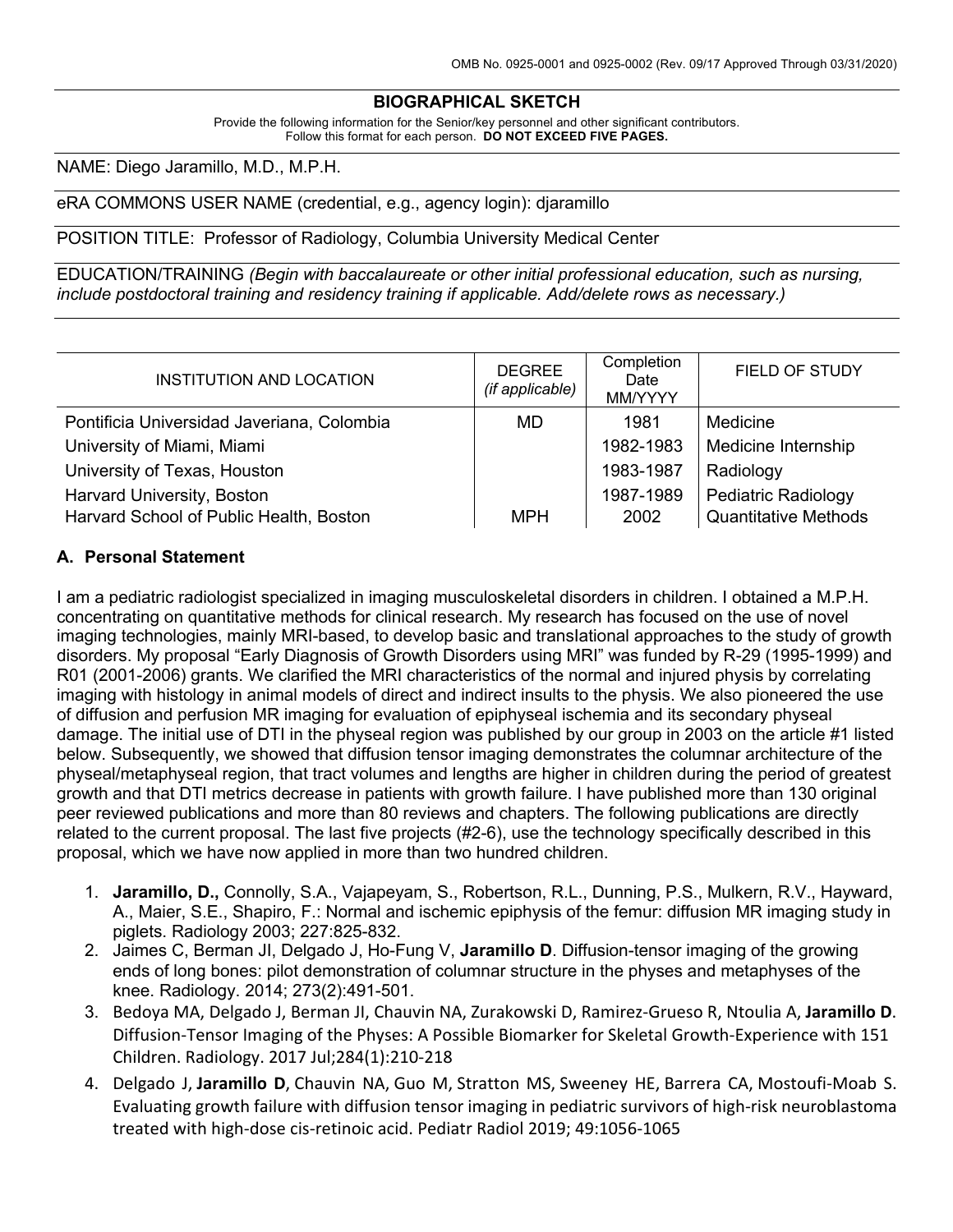OMB No. 0925-0001 and 0925-0002 (Rev. 09/17 Approved Through 03/31/2020)

# BIOGRAPHICAL SKETCH

Provide the following information for the Senior/key personnel and other significant contributors.
Follow this format for each person. **DO NOT EXCEED FIVE PAGES.**

NAME: Diego Jaramillo, M.D., M.P.H.

eRA COMMONS USER NAME (credential, e.g., agency login): djaramillo

POSITION TITLE: Professor of Radiology, Columbia University Medical Center

EDUCATION/TRAINING *(Begin with baccalaureate or other initial professional education, such as nursing, include postdoctoral training and residency training if applicable. Add/delete rows as necessary.)*

| INSTITUTION AND LOCATION | DEGREE *(if applicable)* | Completion Date MM/YYYY | FIELD OF STUDY |
|---|---|---|---|
| Pontificia Universidad Javeriana, Colombia | MD | 1981 | Medicine |
| University of Miami, Miami | | 1982-1983 | Medicine Internship |
| University of Texas, Houston | | 1983-1987 | Radiology |
| Harvard University, Boston | | 1987-1989 | Pediatric Radiology |
| Harvard School of Public Health, Boston | MPH | 2002 | Quantitative Methods |

## A. Personal Statement

I am a pediatric radiologist specialized in imaging musculoskeletal disorders in children. I obtained a M.P.H. concentrating on quantitative methods for clinical research. My research has focused on the use of novel imaging technologies, mainly MRI-based, to develop basic and translational approaches to the study of growth disorders. My proposal "Early Diagnosis of Growth Disorders using MRI" was funded by R-29 (1995-1999) and R01 (2001-2006) grants. We clarified the MRI characteristics of the normal and injured physis by correlating imaging with histology in animal models of direct and indirect insults to the physis. We also pioneered the use of diffusion and perfusion MR imaging for evaluation of epiphyseal ischemia and its secondary physeal damage. The initial use of DTI in the physeal region was published by our group in 2003 on the article #1 listed below. Subsequently, we showed that diffusion tensor imaging demonstrates the columnar architecture of the physeal/metaphyseal region, that tract volumes and lengths are higher in children during the period of greatest growth and that DTI metrics decrease in patients with growth failure. I have published more than 130 original peer reviewed publications and more than 80 reviews and chapters. The following publications are directly related to the current proposal. The last five projects (#2-6), use the technology specifically described in this proposal, which we have now applied in more than two hundred children.

1. **Jaramillo, D.,** Connolly, S.A., Vajapeyam, S., Robertson, R.L., Dunning, P.S., Mulkern, R.V., Hayward, A., Maier, S.E., Shapiro, F.: Normal and ischemic epiphysis of the femur: diffusion MR imaging study in piglets. Radiology 2003; 227:825-832.
2. Jaimes C, Berman JI, Delgado J, Ho-Fung V, **Jaramillo D**. Diffusion-tensor imaging of the growing ends of long bones: pilot demonstration of columnar structure in the physes and metaphyses of the knee. Radiology. 2014; 273(2):491-501.
3. Bedoya MA, Delgado J, Berman JI, Chauvin NA, Zurakowski D, Ramirez-Grueso R, Ntoulia A, **Jaramillo D**. Diffusion-Tensor Imaging of the Physes: A Possible Biomarker for Skeletal Growth-Experience with 151 Children. Radiology. 2017 Jul;284(1):210-218
4. Delgado J, **Jaramillo D**, Chauvin NA, Guo M, Stratton MS, Sweeney HE, Barrera CA, Mostoufi-Moab S. Evaluating growth failure with diffusion tensor imaging in pediatric survivors of high-risk neuroblastoma treated with high-dose cis-retinoic acid. Pediatr Radiol 2019; 49:1056-1065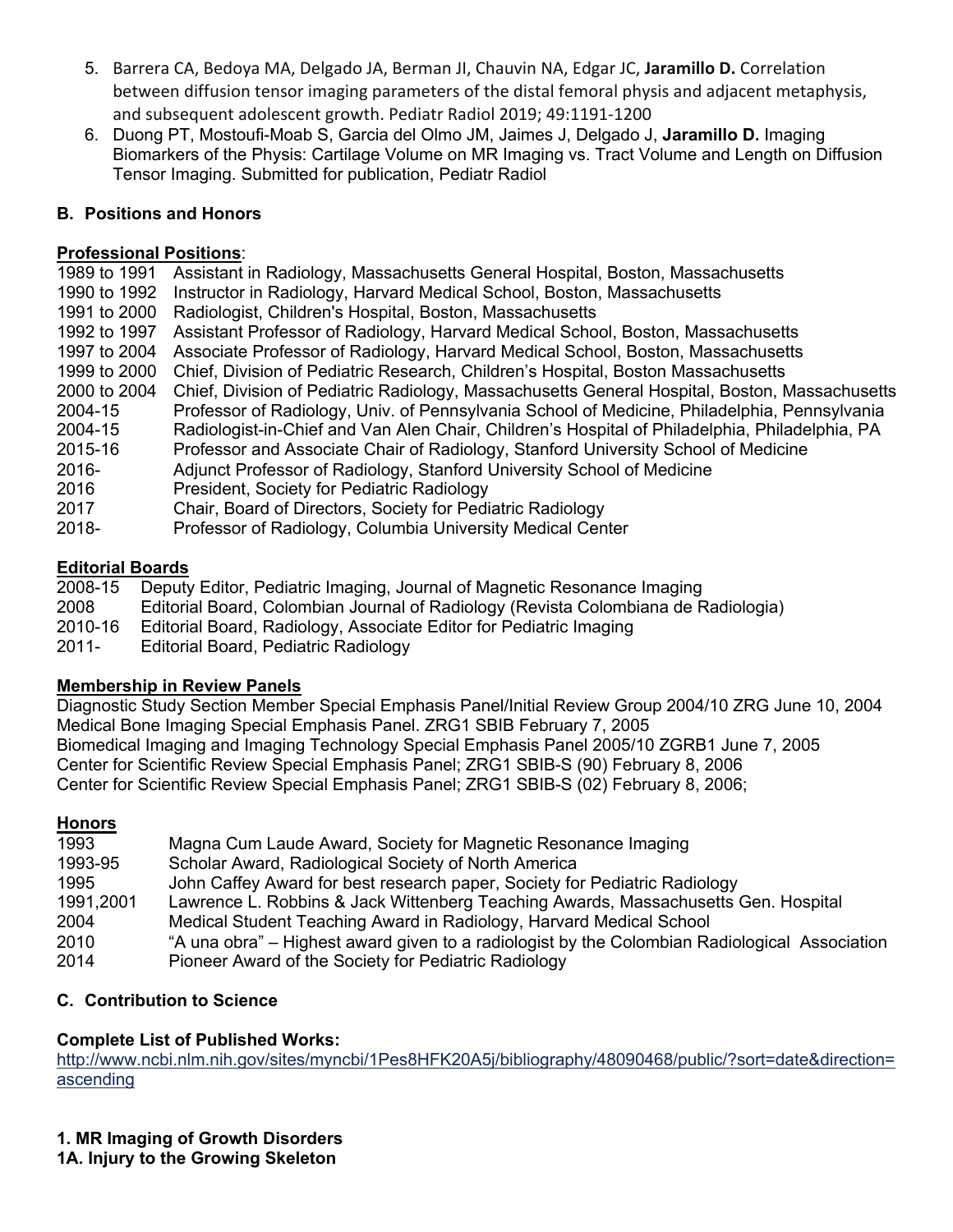5. Barrera CA, Bedoya MA, Delgado JA, Berman JI, Chauvin NA, Edgar JC, **Jaramillo D.** Correlation between diffusion tensor imaging parameters of the distal femoral physis and adjacent metaphysis, and subsequent adolescent growth. Pediatr Radiol 2019; 49:1191-1200
6. Duong PT, Mostoufi-Moab S, Garcia del Olmo JM, Jaimes J, Delgado J, **Jaramillo D.** Imaging Biomarkers of the Physis: Cartilage Volume on MR Imaging vs. Tract Volume and Length on Diffusion Tensor Imaging. Submitted for publication, Pediatr Radiol

## B. Positions and Honors

**Professional Positions**:

| | |
|---|---|
| 1989 to 1991 | Assistant in Radiology, Massachusetts General Hospital, Boston, Massachusetts |
| 1990 to 1992 | Instructor in Radiology, Harvard Medical School, Boston, Massachusetts |
| 1991 to 2000 | Radiologist, Children's Hospital, Boston, Massachusetts |
| 1992 to 1997 | Assistant Professor of Radiology, Harvard Medical School, Boston, Massachusetts |
| 1997 to 2004 | Associate Professor of Radiology, Harvard Medical School, Boston, Massachusetts |
| 1999 to 2000 | Chief, Division of Pediatric Research, Children's Hospital, Boston Massachusetts |
| 2000 to 2004 | Chief, Division of Pediatric Radiology, Massachusetts General Hospital, Boston, Massachusetts |
| 2004-15 | Professor of Radiology, Univ. of Pennsylvania School of Medicine, Philadelphia, Pennsylvania |
| 2004-15 | Radiologist-in-Chief and Van Alen Chair, Children's Hospital of Philadelphia, Philadelphia, PA |
| 2015-16 | Professor and Associate Chair of Radiology, Stanford University School of Medicine |
| 2016- | Adjunct Professor of Radiology, Stanford University School of Medicine |
| 2016 | President, Society for Pediatric Radiology |
| 2017 | Chair, Board of Directors, Society for Pediatric Radiology |
| 2018- | Professor of Radiology, Columbia University Medical Center |

**Editorial Boards**

| | |
|---|---|
| 2008-15 | Deputy Editor, Pediatric Imaging, Journal of Magnetic Resonance Imaging |
| 2008 | Editorial Board, Colombian Journal of Radiology (Revista Colombiana de Radiologia) |
| 2010-16 | Editorial Board, Radiology, Associate Editor for Pediatric Imaging |
| 2011- | Editorial Board, Pediatric Radiology |

**Membership in Review Panels**

Diagnostic Study Section Member Special Emphasis Panel/Initial Review Group 2004/10 ZRG June 10, 2004
Medical Bone Imaging Special Emphasis Panel. ZRG1 SBIB February 7, 2005
Biomedical Imaging and Imaging Technology Special Emphasis Panel 2005/10 ZGRB1 June 7, 2005
Center for Scientific Review Special Emphasis Panel; ZRG1 SBIB-S (90) February 8, 2006
Center for Scientific Review Special Emphasis Panel; ZRG1 SBIB-S (02) February 8, 2006;

**Honors**

| | |
|---|---|
| 1993 | Magna Cum Laude Award, Society for Magnetic Resonance Imaging |
| 1993-95 | Scholar Award, Radiological Society of North America |
| 1995 | John Caffey Award for best research paper, Society for Pediatric Radiology |
| 1991,2001 | Lawrence L. Robbins & Jack Wittenberg Teaching Awards, Massachusetts Gen. Hospital |
| 2004 | Medical Student Teaching Award in Radiology, Harvard Medical School |
| 2010 | "A una obra" – Highest award given to a radiologist by the Colombian Radiological Association |
| 2014 | Pioneer Award of the Society for Pediatric Radiology |

## C. Contribution to Science

**Complete List of Published Works:**
http://www.ncbi.nlm.nih.gov/sites/myncbi/1Pes8HFK20A5j/bibliography/48090468/public/?sort=date&direction=ascending

**1. MR Imaging of Growth Disorders**
**1A. Injury to the Growing Skeleton**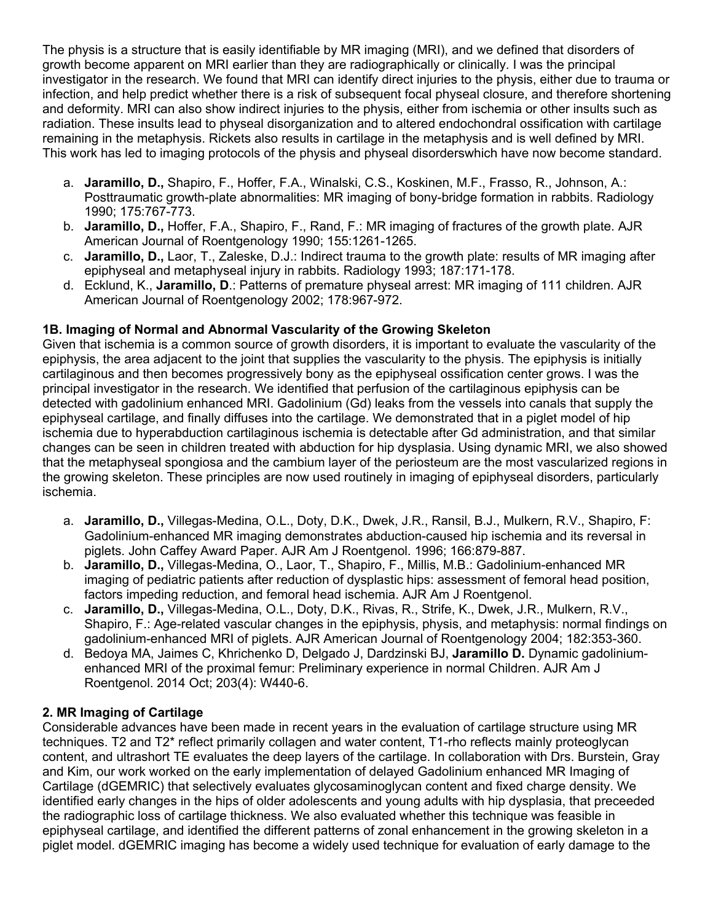The physis is a structure that is easily identifiable by MR imaging (MRI), and we defined that disorders of growth become apparent on MRI earlier than they are radiographically or clinically. I was the principal investigator in the research. We found that MRI can identify direct injuries to the physis, either due to trauma or infection, and help predict whether there is a risk of subsequent focal physeal closure, and therefore shortening and deformity. MRI can also show indirect injuries to the physis, either from ischemia or other insults such as radiation. These insults lead to physeal disorganization and to altered endochondral ossification with cartilage remaining in the metaphysis. Rickets also results in cartilage in the metaphysis and is well defined by MRI. This work has led to imaging protocols of the physis and physeal disorderswhich have now become standard.

a. **Jaramillo, D.,** Shapiro, F., Hoffer, F.A., Winalski, C.S., Koskinen, M.F., Frasso, R., Johnson, A.: Posttraumatic growth-plate abnormalities: MR imaging of bony-bridge formation in rabbits. Radiology 1990; 175:767-773.
b. **Jaramillo, D.,** Hoffer, F.A., Shapiro, F., Rand, F.: MR imaging of fractures of the growth plate. AJR American Journal of Roentgenology 1990; 155:1261-1265.
c. **Jaramillo, D.,** Laor, T., Zaleske, D.J.: Indirect trauma to the growth plate: results of MR imaging after epiphyseal and metaphyseal injury in rabbits. Radiology 1993; 187:171-178.
d. Ecklund, K., **Jaramillo, D**.: Patterns of premature physeal arrest: MR imaging of 111 children. AJR American Journal of Roentgenology 2002; 178:967-972.

### 1B. Imaging of Normal and Abnormal Vascularity of the Growing Skeleton

Given that ischemia is a common source of growth disorders, it is important to evaluate the vascularity of the epiphysis, the area adjacent to the joint that supplies the vascularity to the physis. The epiphysis is initially cartilaginous and then becomes progressively bony as the epiphyseal ossification center grows. I was the principal investigator in the research. We identified that perfusion of the cartilaginous epiphysis can be detected with gadolinium enhanced MRI. Gadolinium (Gd) leaks from the vessels into canals that supply the epiphyseal cartilage, and finally diffuses into the cartilage. We demonstrated that in a piglet model of hip ischemia due to hyperabduction cartilaginous ischemia is detectable after Gd administration, and that similar changes can be seen in children treated with abduction for hip dysplasia. Using dynamic MRI, we also showed that the metaphyseal spongiosa and the cambium layer of the periosteum are the most vascularized regions in the growing skeleton. These principles are now used routinely in imaging of epiphyseal disorders, particularly ischemia.

a. **Jaramillo, D.,** Villegas-Medina, O.L., Doty, D.K., Dwek, J.R., Ransil, B.J., Mulkern, R.V., Shapiro, F: Gadolinium-enhanced MR imaging demonstrates abduction-caused hip ischemia and its reversal in piglets. John Caffey Award Paper. AJR Am J Roentgenol. 1996; 166:879-887.
b. **Jaramillo, D.,** Villegas-Medina, O., Laor, T., Shapiro, F., Millis, M.B.: Gadolinium-enhanced MR imaging of pediatric patients after reduction of dysplastic hips: assessment of femoral head position, factors impeding reduction, and femoral head ischemia. AJR Am J Roentgenol.
c. **Jaramillo, D.,** Villegas-Medina, O.L., Doty, D.K., Rivas, R., Strife, K., Dwek, J.R., Mulkern, R.V., Shapiro, F.: Age-related vascular changes in the epiphysis, physis, and metaphysis: normal findings on gadolinium-enhanced MRI of piglets. AJR American Journal of Roentgenology 2004; 182:353-360.
d. Bedoya MA, Jaimes C, Khrichenko D, Delgado J, Dardzinski BJ, **Jaramillo D.** Dynamic gadolinium-enhanced MRI of the proximal femur: Preliminary experience in normal Children. AJR Am J Roentgenol. 2014 Oct; 203(4): W440-6.

### 2. MR Imaging of Cartilage

Considerable advances have been made in recent years in the evaluation of cartilage structure using MR techniques. T2 and T2* reflect primarily collagen and water content, T1-rho reflects mainly proteoglycan content, and ultrashort TE evaluates the deep layers of the cartilage. In collaboration with Drs. Burstein, Gray and Kim, our work worked on the early implementation of delayed Gadolinium enhanced MR Imaging of Cartilage (dGEMRIC) that selectively evaluates glycosaminoglycan content and fixed charge density. We identified early changes in the hips of older adolescents and young adults with hip dysplasia, that preceeded the radiographic loss of cartilage thickness. We also evaluated whether this technique was feasible in epiphyseal cartilage, and identified the different patterns of zonal enhancement in the growing skeleton in a piglet model. dGEMRIC imaging has become a widely used technique for evaluation of early damage to the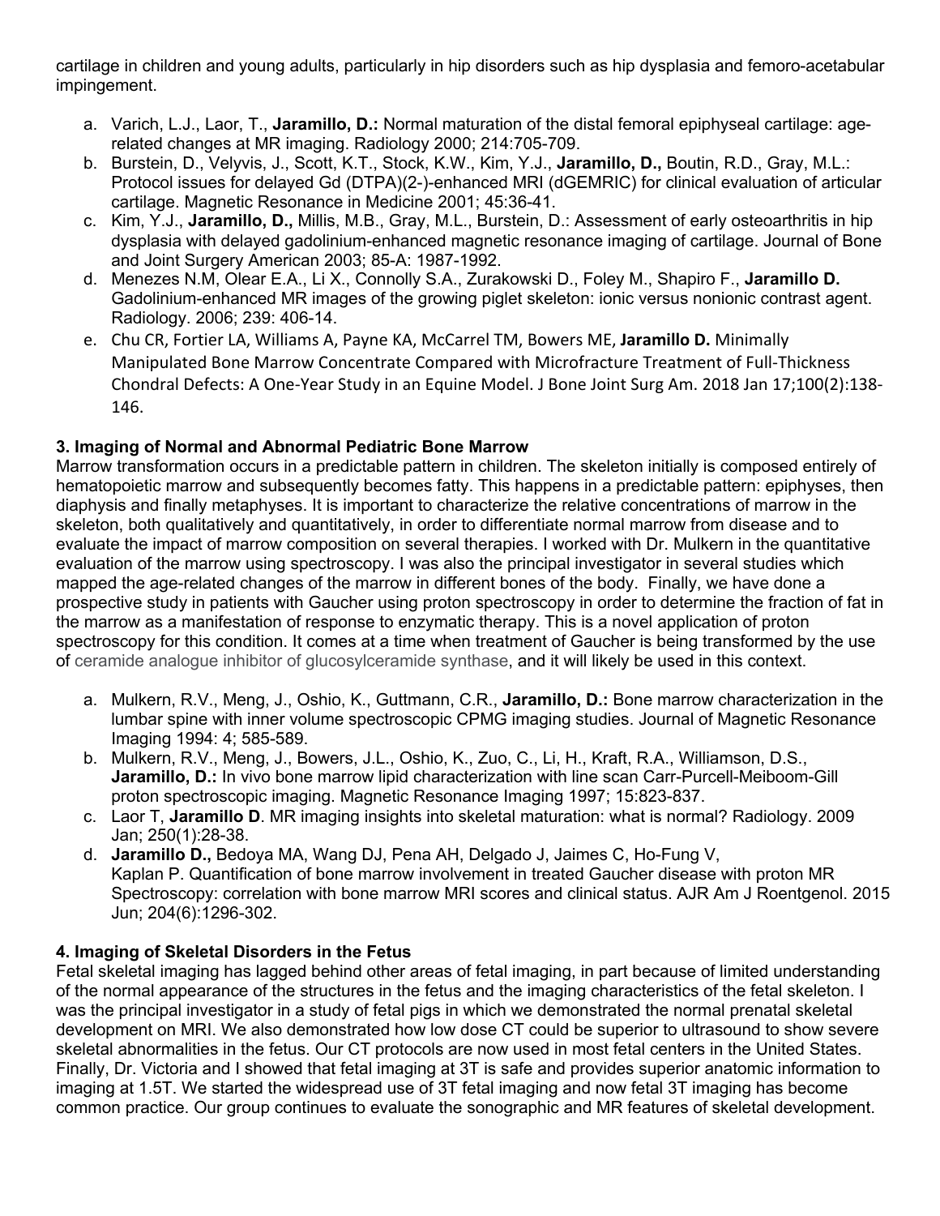cartilage in children and young adults, particularly in hip disorders such as hip dysplasia and femoro-acetabular impingement.

a. Varich, L.J., Laor, T., **Jaramillo, D.:** Normal maturation of the distal femoral epiphyseal cartilage: age-related changes at MR imaging. Radiology 2000; 214:705-709.
b. Burstein, D., Velyvis, J., Scott, K.T., Stock, K.W., Kim, Y.J., **Jaramillo, D.,** Boutin, R.D., Gray, M.L.: Protocol issues for delayed Gd (DTPA)(2-)-enhanced MRI (dGEMRIC) for clinical evaluation of articular cartilage. Magnetic Resonance in Medicine 2001; 45:36-41.
c. Kim, Y.J., **Jaramillo, D.,** Millis, M.B., Gray, M.L., Burstein, D.: Assessment of early osteoarthritis in hip dysplasia with delayed gadolinium-enhanced magnetic resonance imaging of cartilage. Journal of Bone and Joint Surgery American 2003; 85-A: 1987-1992.
d. Menezes N.M, Olear E.A., Li X., Connolly S.A., Zurakowski D., Foley M., Shapiro F., **Jaramillo D.** Gadolinium-enhanced MR images of the growing piglet skeleton: ionic versus nonionic contrast agent. Radiology. 2006; 239: 406-14.
e. Chu CR, Fortier LA, Williams A, Payne KA, McCarrel TM, Bowers ME, **Jaramillo D.** Minimally Manipulated Bone Marrow Concentrate Compared with Microfracture Treatment of Full-Thickness Chondral Defects: A One-Year Study in an Equine Model. J Bone Joint Surg Am. 2018 Jan 17;100(2):138-146.

**3. Imaging of Normal and Abnormal Pediatric Bone Marrow**

Marrow transformation occurs in a predictable pattern in children. The skeleton initially is composed entirely of hematopoietic marrow and subsequently becomes fatty. This happens in a predictable pattern: epiphyses, then diaphysis and finally metaphyses. It is important to characterize the relative concentrations of marrow in the skeleton, both qualitatively and quantitatively, in order to differentiate normal marrow from disease and to evaluate the impact of marrow composition on several therapies. I worked with Dr. Mulkern in the quantitative evaluation of the marrow using spectroscopy. I was also the principal investigator in several studies which mapped the age-related changes of the marrow in different bones of the body. Finally, we have done a prospective study in patients with Gaucher using proton spectroscopy in order to determine the fraction of fat in the marrow as a manifestation of response to enzymatic therapy. This is a novel application of proton spectroscopy for this condition. It comes at a time when treatment of Gaucher is being transformed by the use of ceramide analogue inhibitor of glucosylceramide synthase, and it will likely be used in this context.

a. Mulkern, R.V., Meng, J., Oshio, K., Guttmann, C.R., **Jaramillo, D.:** Bone marrow characterization in the lumbar spine with inner volume spectroscopic CPMG imaging studies. Journal of Magnetic Resonance Imaging 1994: 4; 585-589.
b. Mulkern, R.V., Meng, J., Bowers, J.L., Oshio, K., Zuo, C., Li, H., Kraft, R.A., Williamson, D.S., **Jaramillo, D.:** In vivo bone marrow lipid characterization with line scan Carr-Purcell-Meiboom-Gill proton spectroscopic imaging. Magnetic Resonance Imaging 1997; 15:823-837.
c. Laor T, **Jaramillo D**. MR imaging insights into skeletal maturation: what is normal? Radiology. 2009 Jan; 250(1):28-38.
d. **Jaramillo D.,** Bedoya MA, Wang DJ, Pena AH, Delgado J, Jaimes C, Ho-Fung V, Kaplan P. Quantification of bone marrow involvement in treated Gaucher disease with proton MR Spectroscopy: correlation with bone marrow MRI scores and clinical status. AJR Am J Roentgenol. 2015 Jun; 204(6):1296-302.

**4. Imaging of Skeletal Disorders in the Fetus**

Fetal skeletal imaging has lagged behind other areas of fetal imaging, in part because of limited understanding of the normal appearance of the structures in the fetus and the imaging characteristics of the fetal skeleton. I was the principal investigator in a study of fetal pigs in which we demonstrated the normal prenatal skeletal development on MRI. We also demonstrated how low dose CT could be superior to ultrasound to show severe skeletal abnormalities in the fetus. Our CT protocols are now used in most fetal centers in the United States. Finally, Dr. Victoria and I showed that fetal imaging at 3T is safe and provides superior anatomic information to imaging at 1.5T. We started the widespread use of 3T fetal imaging and now fetal 3T imaging has become common practice. Our group continues to evaluate the sonographic and MR features of skeletal development.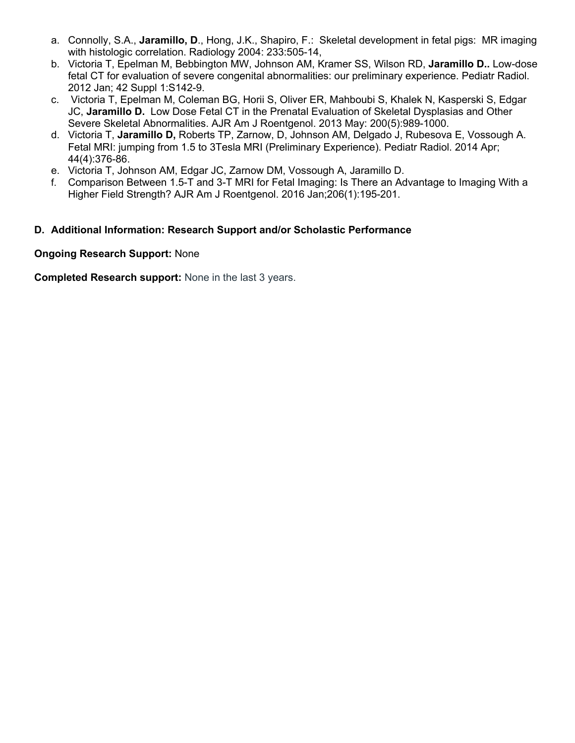a. Connolly, S.A., **Jaramillo, D**., Hong, J.K., Shapiro, F.: Skeletal development in fetal pigs: MR imaging with histologic correlation. Radiology 2004: 233:505-14,
b. Victoria T, Epelman M, Bebbington MW, Johnson AM, Kramer SS, Wilson RD, **Jaramillo D..** Low-dose fetal CT for evaluation of severe congenital abnormalities: our preliminary experience. Pediatr Radiol. 2012 Jan; 42 Suppl 1:S142-9.
c. Victoria T, Epelman M, Coleman BG, Horii S, Oliver ER, Mahboubi S, Khalek N, Kasperski S, Edgar JC, **Jaramillo D.** Low Dose Fetal CT in the Prenatal Evaluation of Skeletal Dysplasias and Other Severe Skeletal Abnormalities. AJR Am J Roentgenol. 2013 May: 200(5):989-1000.
d. Victoria T, **Jaramillo D,** Roberts TP, Zarnow, D, Johnson AM, Delgado J, Rubesova E, Vossough A. Fetal MRI: jumping from 1.5 to 3Tesla MRI (Preliminary Experience). Pediatr Radiol. 2014 Apr; 44(4):376-86.
e. Victoria T, Johnson AM, Edgar JC, Zarnow DM, Vossough A, Jaramillo D.
f. Comparison Between 1.5-T and 3-T MRI for Fetal Imaging: Is There an Advantage to Imaging With a Higher Field Strength? AJR Am J Roentgenol. 2016 Jan;206(1):195-201.

**D. Additional Information: Research Support and/or Scholastic Performance**

**Ongoing Research Support:** None

**Completed Research support:** None in the last 3 years.